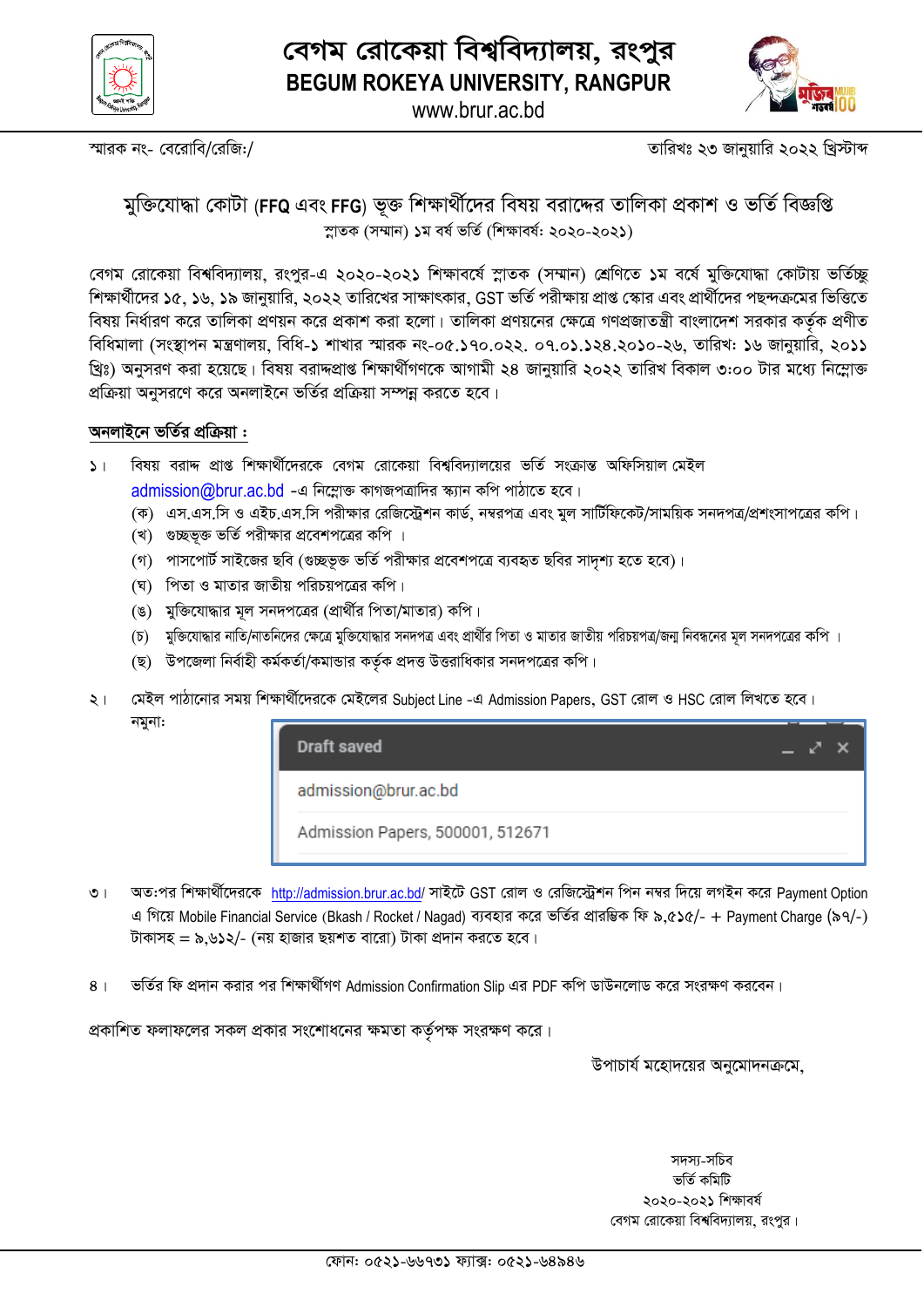# বেগম রোকেয়া বিশ্ববিদ্যালয়, রংপুর
## BEGUM ROKEYA UNIVERSITY, RANGPUR
www.brur.ac.bd

স্মারক নং- বেরোবি/রেজি:/ তারিখঃ ২৩ জানুয়ারি ২০২২ খ্রিস্টাব্দ

### মুক্তিযোদ্ধা কোটা (FFQ এবং FFG) ভূক্ত শিক্ষার্থীদের বিষয় বরাদ্দের তালিকা প্রকাশ ও ভর্তি বিজ্ঞপ্তি
স্নাতক (সম্মান) ১ম বর্ষ ভর্তি (শিক্ষাবর্ষ: ২০২০-২০২১)

বেগম রোকেয়া বিশ্ববিদ্যালয়, রংপুর-এ ২০২০-২০২১ শিক্ষাবর্ষে স্নাতক (সম্মান) শ্রেণিতে ১ম বর্ষে মুক্তিযোদ্ধা কোটায় ভর্তিচ্ছু শিক্ষার্থীদের ১৫, ১৬, ১৯ জানুয়ারি, ২০২২ তারিখের সাক্ষাৎকার, GST ভর্তি পরীক্ষায় প্রাপ্ত স্কোর এবং প্রার্থীদের পছন্দক্রমের ভিত্তিতে বিষয় নির্ধারণ করে তালিকা প্রণয়ন করে প্রকাশ করা হলো। তালিকা প্রণয়নের ক্ষেত্রে গণপ্রজাতন্ত্রী বাংলাদেশ সরকার কর্তৃক প্রণীত বিধিমালা (সংস্থাপন মন্ত্রণালয়, বিধি-১ শাখার স্মারক নং-০৫.১৭০.০২২. ০৭.০১.১২৪.২০১০-২৬, তারিখ: ১৬ জানুয়ারি, ২০১১ খ্রিঃ) অনুসরণ করা হয়েছে। বিষয় বরাদ্দপ্রাপ্ত শিক্ষার্থীগণকে আগামী ২৪ জানুয়ারি ২০২২ তারিখ বিকাল ৩:০০ টার মধ্যে নিম্নোক্ত প্রক্রিয়া অনুসরণে করে অনলাইনে ভর্তির প্রক্রিয়া সম্পন্ন করতে হবে।

**অনলাইনে ভর্তির প্রক্রিয়া :**

১। বিষয় বরাদ্দ প্রাপ্ত শিক্ষার্থীদেরকে বেগম রোকেয়া বিশ্ববিদ্যালয়ের ভর্তি সংক্রান্ত অফিসিয়াল মেইল admission@brur.ac.bd -এ নিম্নোক্ত কাগজপত্রাদির স্ক্যান কপি পাঠাতে হবে।
   - (ক) এস.এস.সি ও এইচ.এস.সি পরীক্ষার রেজিস্ট্রেশন কার্ড, নম্বরপত্র এবং মূল সার্টিফিকেট/সাময়িক সনদপত্র/প্রশংসাপত্রের কপি।
   - (খ) গুচ্ছভূক্ত ভর্তি পরীক্ষার প্রবেশপত্রের কপি ।
   - (গ) পাসপোর্ট সাইজের ছবি (গুচ্ছভূক্ত ভর্তি পরীক্ষার প্রবেশপত্রে ব্যবহৃত ছবির সাদৃশ্য হতে হবে)।
   - (ঘ) পিতা ও মাতার জাতীয় পরিচয়পত্রের কপি।
   - (ঙ) মুক্তিযোদ্ধার মূল সনদপত্রের (প্রার্থীর পিতা/মাতার) কপি।
   - (চ) মুক্তিযোদ্ধার নাতি/নাতনিদের ক্ষেত্রে মুক্তিযোদ্ধার সনদপত্র এবং প্রার্থীর পিতা ও মাতার জাতীয় পরিচয়পত্র/জন্ম নিবন্ধনের মূল সনদপত্রের কপি ।
   - (ছ) উপজেলা নির্বাহী কর্মকর্তা/কমান্ডার কর্তৃক প্রদত্ত উত্তরাধিকার সনদপত্রের কপি।

২। মেইল পাঠানোর সময় শিক্ষার্থীদেরকে মেইলের Subject Line -এ Admission Papers, GST রোল ও HSC রোল লিখতে হবে।
নমুনা:

```
Draft saved
admission@brur.ac.bd
Admission Papers, 500001, 512671
```

৩। অত:পর শিক্ষার্থীদেরকে http://admission.brur.ac.bd/ সাইটে GST রোল ও রেজিস্ট্রেশন পিন নম্বর দিয়ে লগইন করে Payment Option এ গিয়ে Mobile Financial Service (Bkash / Rocket / Nagad) ব্যবহার করে ভর্তির প্রারম্ভিক ফি ৯,৫১৫/- + Payment Charge (৯৭/-) টাকাসহ = ৯,৬১২/- (নয় হাজার ছয়শত বারো) টাকা প্রদান করতে হবে।

৪। ভর্তির ফি প্রদান করার পর শিক্ষার্থীগণ Admission Confirmation Slip এর PDF কপি ডাউনলোড করে সংরক্ষণ করবেন।

প্রকাশিত ফলাফলের সকল প্রকার সংশোধনের ক্ষমতা কর্তৃপক্ষ সংরক্ষণ করে।

উপাচার্য মহোদয়ের অনুমোদনক্রমে,

সদস্য-সচিব
ভর্তি কমিটি
২০২০-২০২১ শিক্ষাবর্ষ
বেগম রোকেয়া বিশ্ববিদ্যালয়, রংপুর।

ফোন: ০৫২১-৬৬৭৩১ ফ্যাক্স: ০৫২১-৬৪৯৪৬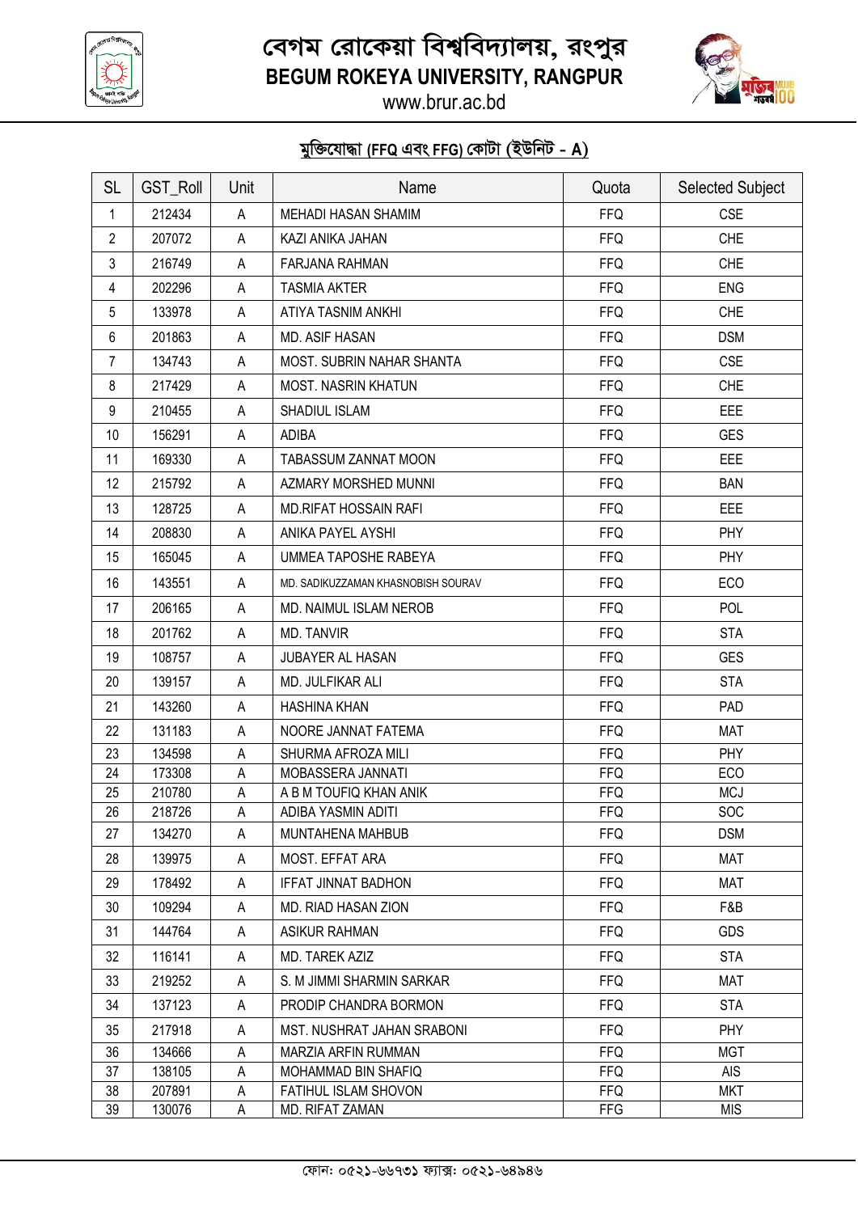# বেগম রোকেয়া বিশ্ববিদ্যালয়, রংপুর
## BEGUM ROKEYA UNIVERSITY, RANGPUR
www.brur.ac.bd

### মুক্তিযোদ্ধা (FFQ এবং FFG) কোটা (ইউনিট - A)

| SL | GST_Roll | Unit | Name | Quota | Selected Subject |
|---|---|---|---|---|---|
| 1 | 212434 | A | MEHADI HASAN SHAMIM | FFQ | CSE |
| 2 | 207072 | A | KAZI ANIKA JAHAN | FFQ | CHE |
| 3 | 216749 | A | FARJANA RAHMAN | FFQ | CHE |
| 4 | 202296 | A | TASMIA AKTER | FFQ | ENG |
| 5 | 133978 | A | ATIYA TASNIM ANKHI | FFQ | CHE |
| 6 | 201863 | A | MD. ASIF HASAN | FFQ | DSM |
| 7 | 134743 | A | MOST. SUBRIN NAHAR SHANTA | FFQ | CSE |
| 8 | 217429 | A | MOST. NASRIN KHATUN | FFQ | CHE |
| 9 | 210455 | A | SHADIUL ISLAM | FFQ | EEE |
| 10 | 156291 | A | ADIBA | FFQ | GES |
| 11 | 169330 | A | TABASSUM ZANNAT MOON | FFQ | EEE |
| 12 | 215792 | A | AZMARY MORSHED MUNNI | FFQ | BAN |
| 13 | 128725 | A | MD.RIFAT HOSSAIN RAFI | FFQ | EEE |
| 14 | 208830 | A | ANIKA PAYEL AYSHI | FFQ | PHY |
| 15 | 165045 | A | UMMEA TAPOSHE RABEYA | FFQ | PHY |
| 16 | 143551 | A | MD. SADIKUZZAMAN KHASNOBISH SOURAV | FFQ | ECO |
| 17 | 206165 | A | MD. NAIMUL ISLAM NEROB | FFQ | POL |
| 18 | 201762 | A | MD. TANVIR | FFQ | STA |
| 19 | 108757 | A | JUBAYER AL HASAN | FFQ | GES |
| 20 | 139157 | A | MD. JULFIKAR ALI | FFQ | STA |
| 21 | 143260 | A | HASHINA KHAN | FFQ | PAD |
| 22 | 131183 | A | NOORE JANNAT FATEMA | FFQ | MAT |
| 23 | 134598 | A | SHURMA AFROZA MILI | FFQ | PHY |
| 24 | 173308 | A | MOBASSERA JANNATI | FFQ | ECO |
| 25 | 210780 | A | A B M TOUFIQ KHAN ANIK | FFQ | MCJ |
| 26 | 218726 | A | ADIBA YASMIN ADITI | FFQ | SOC |
| 27 | 134270 | A | MUNTAHENA MAHBUB | FFQ | DSM |
| 28 | 139975 | A | MOST. EFFAT ARA | FFQ | MAT |
| 29 | 178492 | A | IFFAT JINNAT BADHON | FFQ | MAT |
| 30 | 109294 | A | MD. RIAD HASAN ZION | FFQ | F&B |
| 31 | 144764 | A | ASIKUR RAHMAN | FFQ | GDS |
| 32 | 116141 | A | MD. TAREK AZIZ | FFQ | STA |
| 33 | 219252 | A | S. M JIMMI SHARMIN SARKAR | FFQ | MAT |
| 34 | 137123 | A | PRODIP CHANDRA BORMON | FFQ | STA |
| 35 | 217918 | A | MST. NUSHRAT JAHAN SRABONI | FFQ | PHY |
| 36 | 134666 | A | MARZIA ARFIN RUMMAN | FFQ | MGT |
| 37 | 138105 | A | MOHAMMAD BIN SHAFIQ | FFQ | AIS |
| 38 | 207891 | A | FATIHUL ISLAM SHOVON | FFQ | MKT |
| 39 | 130076 | A | MD. RIFAT ZAMAN | FFG | MIS |

ফোন: ০৫২১-৬৬৭৩১ ফ্যাক্স: ০৫২১-৬৪৯৪৬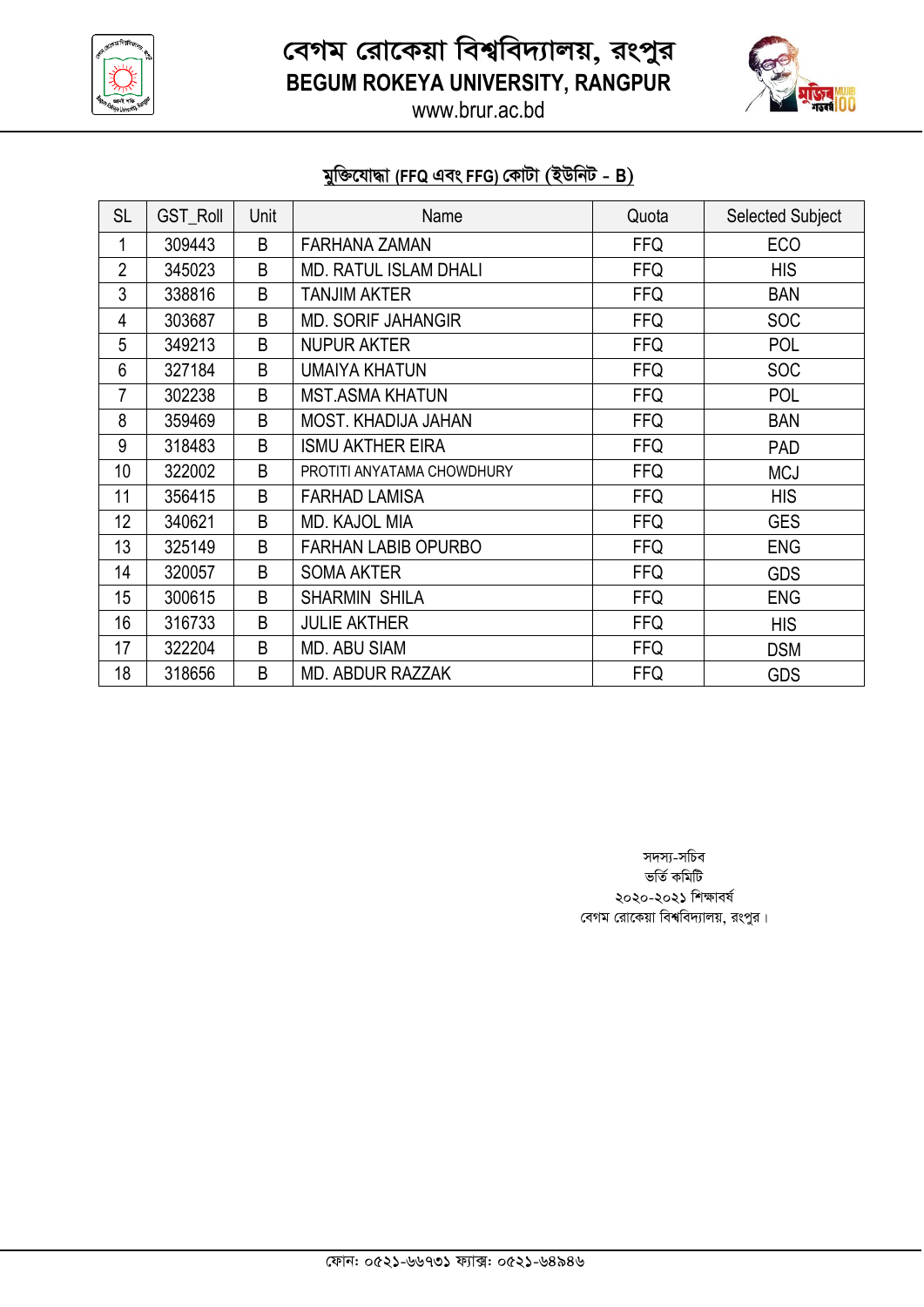# বেগম রোকেয়া বিশ্ববিদ্যালয়, রংপুর

**BEGUM ROKEYA UNIVERSITY, RANGPUR**

www.brur.ac.bd

## মুক্তিযোদ্ধা (FFQ এবং FFG) কোটা (ইউনিট - B)

| SL | GST_Roll | Unit | Name | Quota | Selected Subject |
|---|---|---|---|---|---|
| 1 | 309443 | B | FARHANA ZAMAN | FFQ | ECO |
| 2 | 345023 | B | MD. RATUL ISLAM DHALI | FFQ | HIS |
| 3 | 338816 | B | TANJIM AKTER | FFQ | BAN |
| 4 | 303687 | B | MD. SORIF JAHANGIR | FFQ | SOC |
| 5 | 349213 | B | NUPUR AKTER | FFQ | POL |
| 6 | 327184 | B | UMAIYA KHATUN | FFQ | SOC |
| 7 | 302238 | B | MST.ASMA KHATUN | FFQ | POL |
| 8 | 359469 | B | MOST. KHADIJA JAHAN | FFQ | BAN |
| 9 | 318483 | B | ISMU AKTHER EIRA | FFQ | PAD |
| 10 | 322002 | B | PROTITI ANYATAMA CHOWDHURY | FFQ | MCJ |
| 11 | 356415 | B | FARHAD LAMISA | FFQ | HIS |
| 12 | 340621 | B | MD. KAJOL MIA | FFQ | GES |
| 13 | 325149 | B | FARHAN LABIB OPURBO | FFQ | ENG |
| 14 | 320057 | B | SOMA AKTER | FFQ | GDS |
| 15 | 300615 | B | SHARMIN SHILA | FFQ | ENG |
| 16 | 316733 | B | JULIE AKTHER | FFQ | HIS |
| 17 | 322204 | B | MD. ABU SIAM | FFQ | DSM |
| 18 | 318656 | B | MD. ABDUR RAZZAK | FFQ | GDS |

সদস্য-সচিব
ভর্তি কমিটি
২০২০-২০২১ শিক্ষাবর্ষ
বেগম রোকেয়া বিশ্ববিদ্যালয়, রংপুর।

ফোন: ০৫২১-৬৬৭৩১ ফ্যাক্স: ০৫২১-৬৪৯৪৬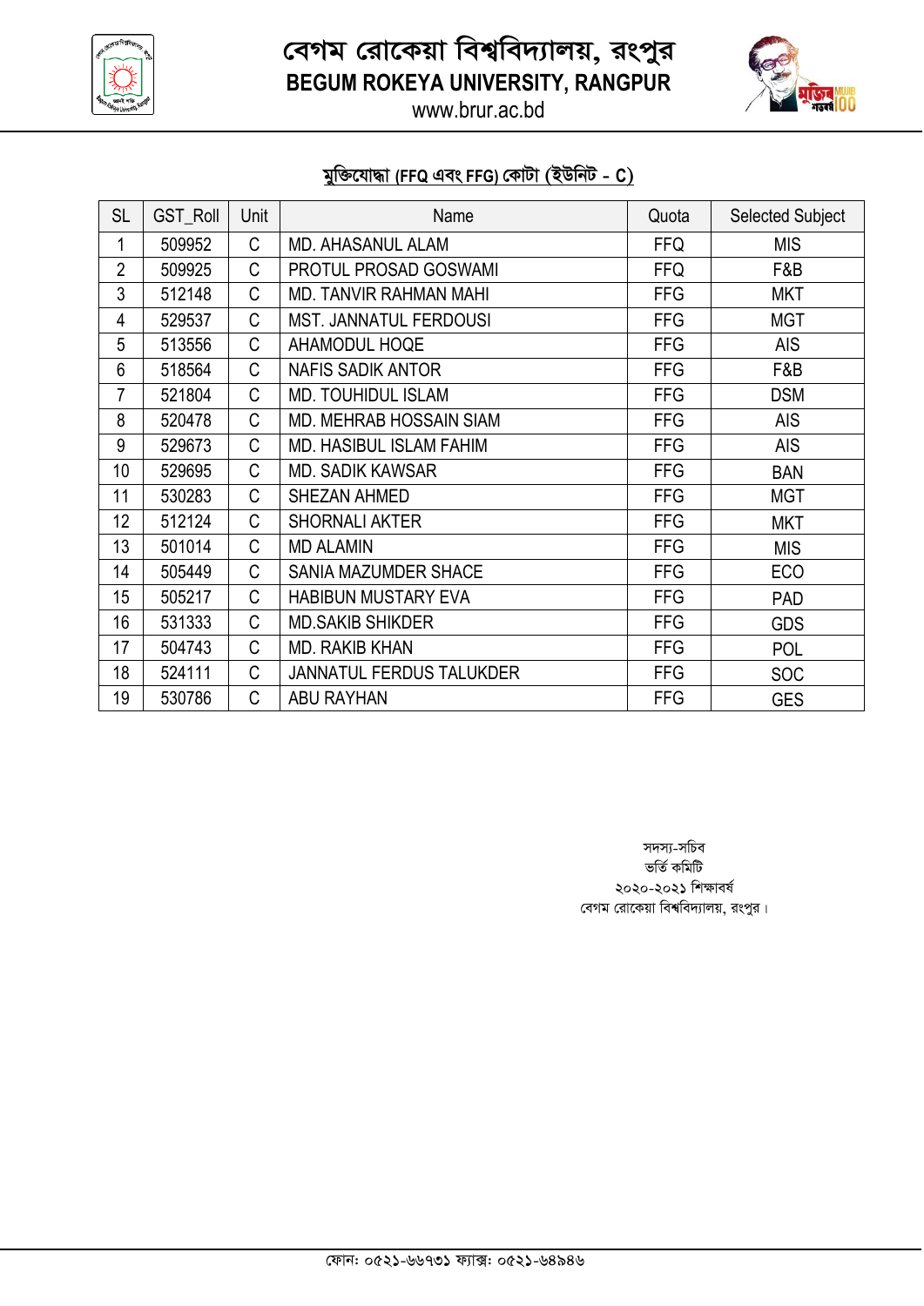# বেগম রোকেয়া বিশ্ববিদ্যালয়, রংপুর
**BEGUM ROKEYA UNIVERSITY, RANGPUR**
www.brur.ac.bd

## মুক্তিযোদ্ধা (FFQ এবং FFG) কোটা (ইউনিট - C)

| SL | GST_Roll | Unit | Name | Quota | Selected Subject |
|---|---|---|---|---|---|
| 1 | 509952 | C | MD. AHASANUL ALAM | FFQ | MIS |
| 2 | 509925 | C | PROTUL PROSAD GOSWAMI | FFQ | F&B |
| 3 | 512148 | C | MD. TANVIR RAHMAN MAHI | FFG | MKT |
| 4 | 529537 | C | MST. JANNATUL FERDOUSI | FFG | MGT |
| 5 | 513556 | C | AHAMODUL HOQE | FFG | AIS |
| 6 | 518564 | C | NAFIS SADIK ANTOR | FFG | F&B |
| 7 | 521804 | C | MD. TOUHIDUL ISLAM | FFG | DSM |
| 8 | 520478 | C | MD. MEHRAB HOSSAIN SIAM | FFG | AIS |
| 9 | 529673 | C | MD. HASIBUL ISLAM FAHIM | FFG | AIS |
| 10 | 529695 | C | MD. SADIK KAWSAR | FFG | BAN |
| 11 | 530283 | C | SHEZAN AHMED | FFG | MGT |
| 12 | 512124 | C | SHORNALI AKTER | FFG | MKT |
| 13 | 501014 | C | MD ALAMIN | FFG | MIS |
| 14 | 505449 | C | SANIA MAZUMDER SHACE | FFG | ECO |
| 15 | 505217 | C | HABIBUN MUSTARY EVA | FFG | PAD |
| 16 | 531333 | C | MD.SAKIB SHIKDER | FFG | GDS |
| 17 | 504743 | C | MD. RAKIB KHAN | FFG | POL |
| 18 | 524111 | C | JANNATUL FERDUS TALUKDER | FFG | SOC |
| 19 | 530786 | C | ABU RAYHAN | FFG | GES |

সদস্য-সচিব
ভর্তি কমিটি
২০২০-২০২১ শিক্ষাবর্ষ
বেগম রোকেয়া বিশ্ববিদ্যালয়, রংপুর।

ফোন: ০৫২১-৬৬৭৩১ ফ্যাক্স: ০৫২১-৬৪৯৪৬